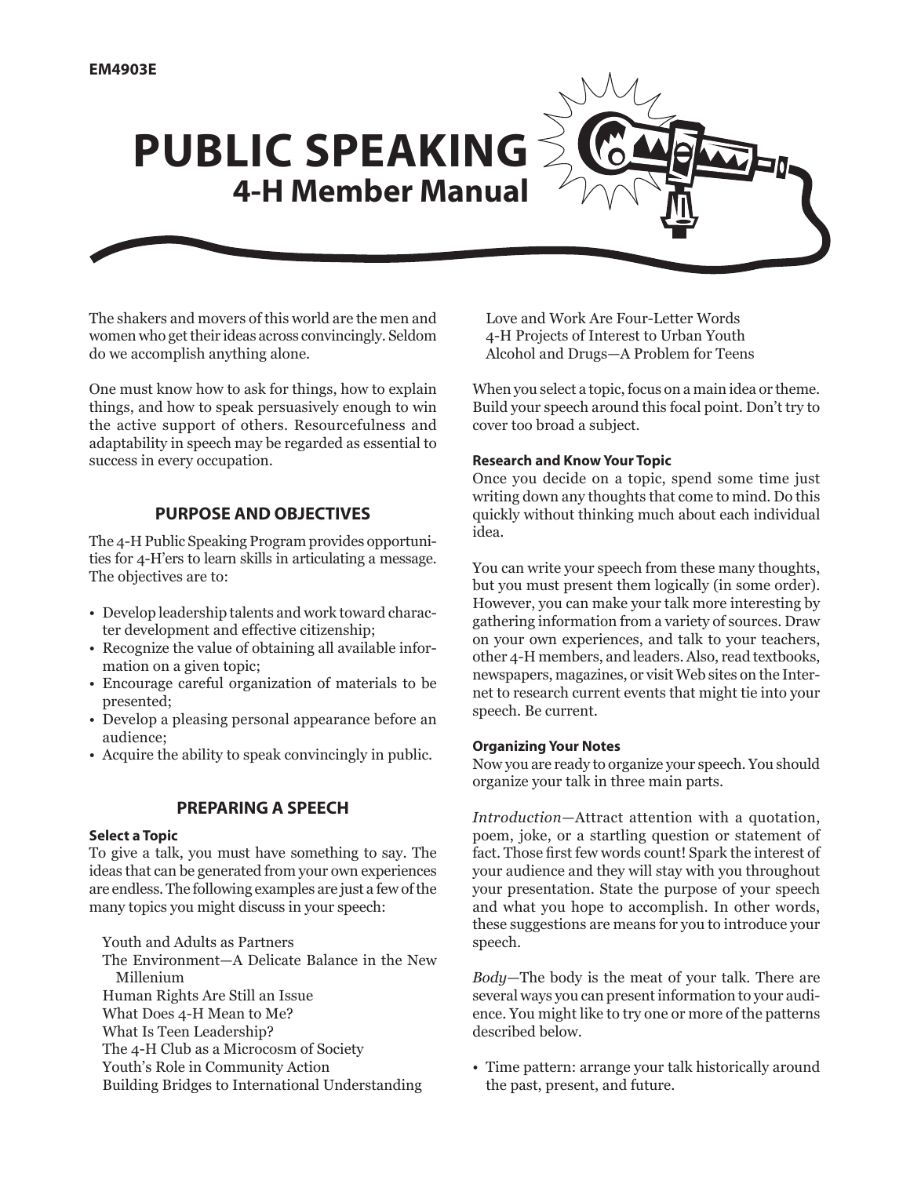EM4903E

# PUBLIC SPEAKING

## 4-H Member Manual

The shakers and movers of this world are the men and women who get their ideas across convincingly. Seldom do we accomplish anything alone.

One must know how to ask for things, how to explain things, and how to speak persuasively enough to win the active support of others. Resourcefulness and adaptability in speech may be regarded as essential to success in every occupation.

## PURPOSE AND OBJECTIVES

The 4-H Public Speaking Program provides opportunities for 4-H'ers to learn skills in articulating a message. The objectives are to:

- Develop leadership talents and work toward character development and effective citizenship;
- Recognize the value of obtaining all available information on a given topic;
- Encourage careful organization of materials to be presented;
- Develop a pleasing personal appearance before an audience;
- Acquire the ability to speak convincingly in public.

## PREPARING A SPEECH

### Select a Topic

To give a talk, you must have something to say. The ideas that can be generated from your own experiences are endless. The following examples are just a few of the many topics you might discuss in your speech:

Youth and Adults as Partners
The Environment—A Delicate Balance in the New Millenium
Human Rights Are Still an Issue
What Does 4-H Mean to Me?
What Is Teen Leadership?
The 4-H Club as a Microcosm of Society
Youth's Role in Community Action
Building Bridges to International Understanding
Love and Work Are Four-Letter Words
4-H Projects of Interest to Urban Youth
Alcohol and Drugs—A Problem for Teens

When you select a topic, focus on a main idea or theme. Build your speech around this focal point. Don't try to cover too broad a subject.

### Research and Know Your Topic

Once you decide on a topic, spend some time just writing down any thoughts that come to mind. Do this quickly without thinking much about each individual idea.

You can write your speech from these many thoughts, but you must present them logically (in some order). However, you can make your talk more interesting by gathering information from a variety of sources. Draw on your own experiences, and talk to your teachers, other 4-H members, and leaders. Also, read textbooks, newspapers, magazines, or visit Web sites on the Internet to research current events that might tie into your speech. Be current.

### Organizing Your Notes

Now you are ready to organize your speech. You should organize your talk in three main parts.

*Introduction*—Attract attention with a quotation, poem, joke, or a startling question or statement of fact. Those first few words count! Spark the interest of your audience and they will stay with you throughout your presentation. State the purpose of your speech and what you hope to accomplish. In other words, these suggestions are means for you to introduce your speech.

*Body*—The body is the meat of your talk. There are several ways you can present information to your audience. You might like to try one or more of the patterns described below.

- Time pattern: arrange your talk historically around the past, present, and future.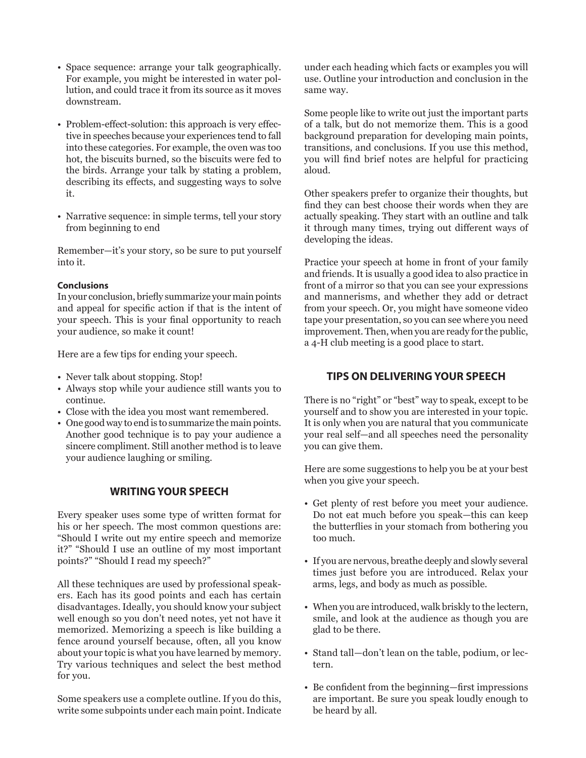- Space sequence: arrange your talk geographically. For example, you might be interested in water pollution, and could trace it from its source as it moves downstream.
- Problem-effect-solution: this approach is very effective in speeches because your experiences tend to fall into these categories. For example, the oven was too hot, the biscuits burned, so the biscuits were fed to the birds. Arrange your talk by stating a problem, describing its effects, and suggesting ways to solve it.
- Narrative sequence: in simple terms, tell your story from beginning to end

Remember—it's your story, so be sure to put yourself into it.

**Conclusions**

In your conclusion, briefly summarize your main points and appeal for specific action if that is the intent of your speech. This is your final opportunity to reach your audience, so make it count!

Here are a few tips for ending your speech.

- Never talk about stopping. Stop!
- Always stop while your audience still wants you to continue.
- Close with the idea you most want remembered.
- One good way to end is to summarize the main points. Another good technique is to pay your audience a sincere compliment. Still another method is to leave your audience laughing or smiling.

## WRITING YOUR SPEECH

Every speaker uses some type of written format for his or her speech. The most common questions are: "Should I write out my entire speech and memorize it?" "Should I use an outline of my most important points?" "Should I read my speech?"

All these techniques are used by professional speakers. Each has its good points and each has certain disadvantages. Ideally, you should know your subject well enough so you don't need notes, yet not have it memorized. Memorizing a speech is like building a fence around yourself because, often, all you know about your topic is what you have learned by memory. Try various techniques and select the best method for you.

Some speakers use a complete outline. If you do this, write some subpoints under each main point. Indicate under each heading which facts or examples you will use. Outline your introduction and conclusion in the same way.

Some people like to write out just the important parts of a talk, but do not memorize them. This is a good background preparation for developing main points, transitions, and conclusions. If you use this method, you will find brief notes are helpful for practicing aloud.

Other speakers prefer to organize their thoughts, but find they can best choose their words when they are actually speaking. They start with an outline and talk it through many times, trying out different ways of developing the ideas.

Practice your speech at home in front of your family and friends. It is usually a good idea to also practice in front of a mirror so that you can see your expressions and mannerisms, and whether they add or detract from your speech. Or, you might have someone video tape your presentation, so you can see where you need improvement. Then, when you are ready for the public, a 4-H club meeting is a good place to start.

## TIPS ON DELIVERING YOUR SPEECH

There is no "right" or "best" way to speak, except to be yourself and to show you are interested in your topic. It is only when you are natural that you communicate your real self—and all speeches need the personality you can give them.

Here are some suggestions to help you be at your best when you give your speech.

- Get plenty of rest before you meet your audience. Do not eat much before you speak—this can keep the butterflies in your stomach from bothering you too much.
- If you are nervous, breathe deeply and slowly several times just before you are introduced. Relax your arms, legs, and body as much as possible.
- When you are introduced, walk briskly to the lectern, smile, and look at the audience as though you are glad to be there.
- Stand tall—don't lean on the table, podium, or lectern.
- Be confident from the beginning—first impressions are important. Be sure you speak loudly enough to be heard by all.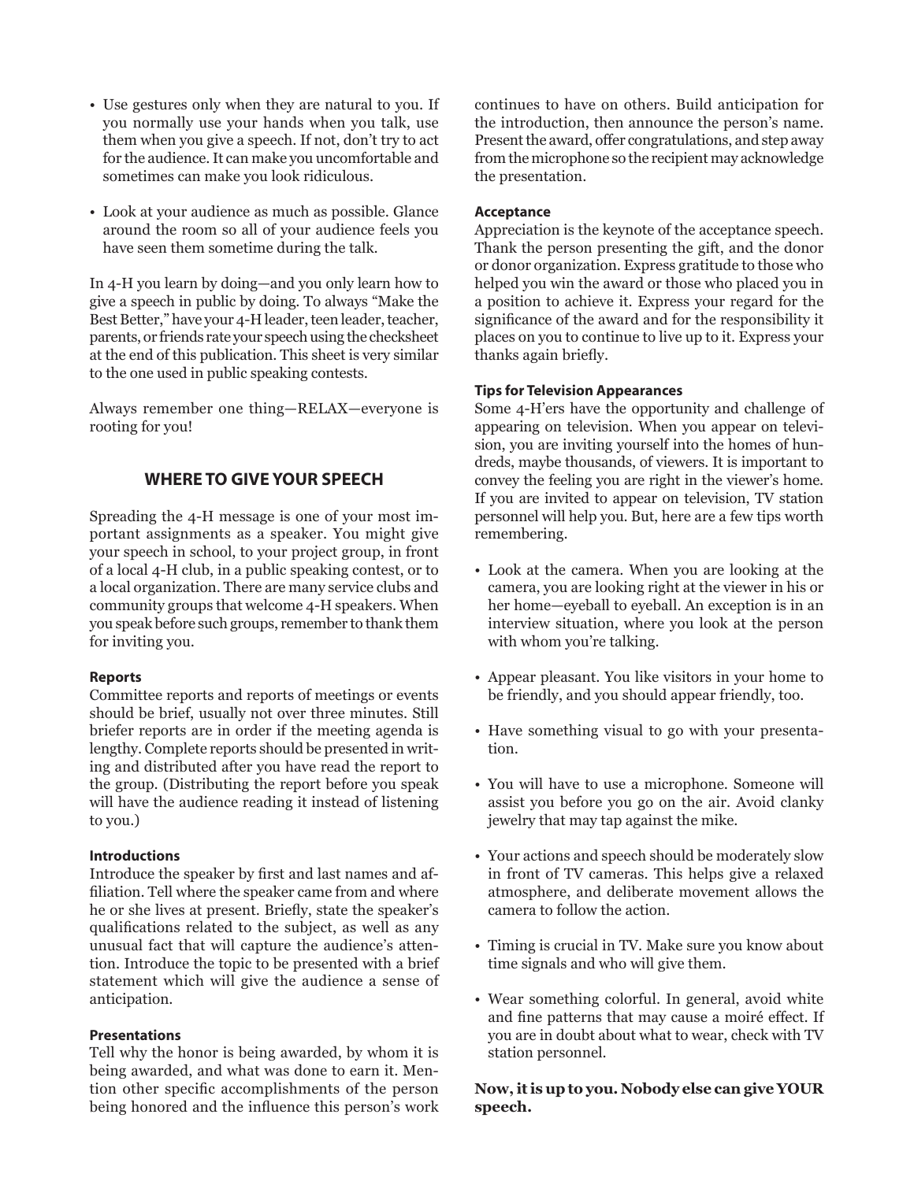- Use gestures only when they are natural to you. If you normally use your hands when you talk, use them when you give a speech. If not, don't try to act for the audience. It can make you uncomfortable and sometimes can make you look ridiculous.
- Look at your audience as much as possible. Glance around the room so all of your audience feels you have seen them sometime during the talk.

In 4-H you learn by doing—and you only learn how to give a speech in public by doing. To always "Make the Best Better," have your 4-H leader, teen leader, teacher, parents, or friends rate your speech using the checksheet at the end of this publication. This sheet is very similar to the one used in public speaking contests.

Always remember one thing—RELAX—everyone is rooting for you!

## WHERE TO GIVE YOUR SPEECH

Spreading the 4-H message is one of your most important assignments as a speaker. You might give your speech in school, to your project group, in front of a local 4-H club, in a public speaking contest, or to a local organization. There are many service clubs and community groups that welcome 4-H speakers. When you speak before such groups, remember to thank them for inviting you.

### Reports

Committee reports and reports of meetings or events should be brief, usually not over three minutes. Still briefer reports are in order if the meeting agenda is lengthy. Complete reports should be presented in writing and distributed after you have read the report to the group. (Distributing the report before you speak will have the audience reading it instead of listening to you.)

### Introductions

Introduce the speaker by first and last names and affiliation. Tell where the speaker came from and where he or she lives at present. Briefly, state the speaker's qualifications related to the subject, as well as any unusual fact that will capture the audience's attention. Introduce the topic to be presented with a brief statement which will give the audience a sense of anticipation.

### Presentations

Tell why the honor is being awarded, by whom it is being awarded, and what was done to earn it. Mention other specific accomplishments of the person being honored and the influence this person's work continues to have on others. Build anticipation for the introduction, then announce the person's name. Present the award, offer congratulations, and step away from the microphone so the recipient may acknowledge the presentation.

### Acceptance

Appreciation is the keynote of the acceptance speech. Thank the person presenting the gift, and the donor or donor organization. Express gratitude to those who helped you win the award or those who placed you in a position to achieve it. Express your regard for the significance of the award and for the responsibility it places on you to continue to live up to it. Express your thanks again briefly.

### Tips for Television Appearances

Some 4-H'ers have the opportunity and challenge of appearing on television. When you appear on television, you are inviting yourself into the homes of hundreds, maybe thousands, of viewers. It is important to convey the feeling you are right in the viewer's home. If you are invited to appear on television, TV station personnel will help you. But, here are a few tips worth remembering.

- Look at the camera. When you are looking at the camera, you are looking right at the viewer in his or her home—eyeball to eyeball. An exception is in an interview situation, where you look at the person with whom you're talking.
- Appear pleasant. You like visitors in your home to be friendly, and you should appear friendly, too.
- Have something visual to go with your presentation.
- You will have to use a microphone. Someone will assist you before you go on the air. Avoid clanky jewelry that may tap against the mike.
- Your actions and speech should be moderately slow in front of TV cameras. This helps give a relaxed atmosphere, and deliberate movement allows the camera to follow the action.
- Timing is crucial in TV. Make sure you know about time signals and who will give them.
- Wear something colorful. In general, avoid white and fine patterns that may cause a moiré effect. If you are in doubt about what to wear, check with TV station personnel.

**Now, it is up to you. Nobody else can give YOUR speech.**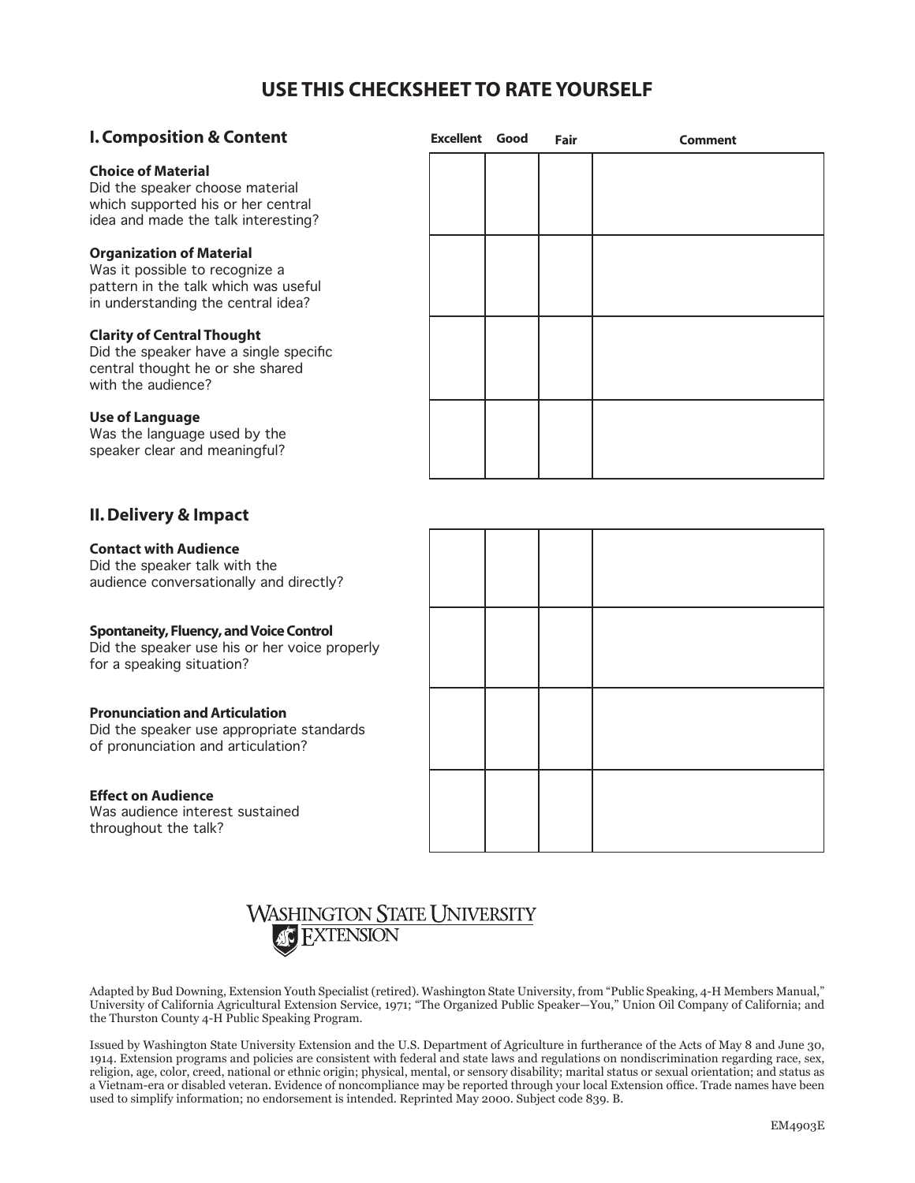# USE THIS CHECKSHEET TO RATE YOURSELF

## I. Composition & Content

| | Excellent | Good | Fair | Comment |
|---|---|---|---|---|
| **Choice of Material**<br>Did the speaker choose material which supported his or her central idea and made the talk interesting? | | | | |
| **Organization of Material**<br>Was it possible to recognize a pattern in the talk which was useful in understanding the central idea? | | | | |
| **Clarity of Central Thought**<br>Did the speaker have a single specific central thought he or she shared with the audience? | | | | |
| **Use of Language**<br>Was the language used by the speaker clear and meaningful? | | | | |

## II. Delivery & Impact

| | Excellent | Good | Fair | Comment |
|---|---|---|---|---|
| **Contact with Audience**<br>Did the speaker talk with the audience conversationally and directly? | | | | |
| **Spontaneity, Fluency, and Voice Control**<br>Did the speaker use his or her voice properly for a speaking situation? | | | | |
| **Pronunciation and Articulation**<br>Did the speaker use appropriate standards of pronunciation and articulation? | | | | |
| **Effect on Audience**<br>Was audience interest sustained throughout the talk? | | | | |

WASHINGTON STATE UNIVERSITY EXTENSION

Adapted by Bud Downing, Extension Youth Specialist (retired). Washington State University, from "Public Speaking, 4-H Members Manual," University of California Agricultural Extension Service, 1971; "The Organized Public Speaker—You," Union Oil Company of California; and the Thurston County 4-H Public Speaking Program.

Issued by Washington State University Extension and the U.S. Department of Agriculture in furtherance of the Acts of May 8 and June 30, 1914. Extension programs and policies are consistent with federal and state laws and regulations on nondiscrimination regarding race, sex, religion, age, color, creed, national or ethnic origin; physical, mental, or sensory disability; marital status or sexual orientation; and status as a Vietnam-era or disabled veteran. Evidence of noncompliance may be reported through your local Extension office. Trade names have been used to simplify information; no endorsement is intended. Reprinted May 2000. Subject code 839. B.

EM4903E